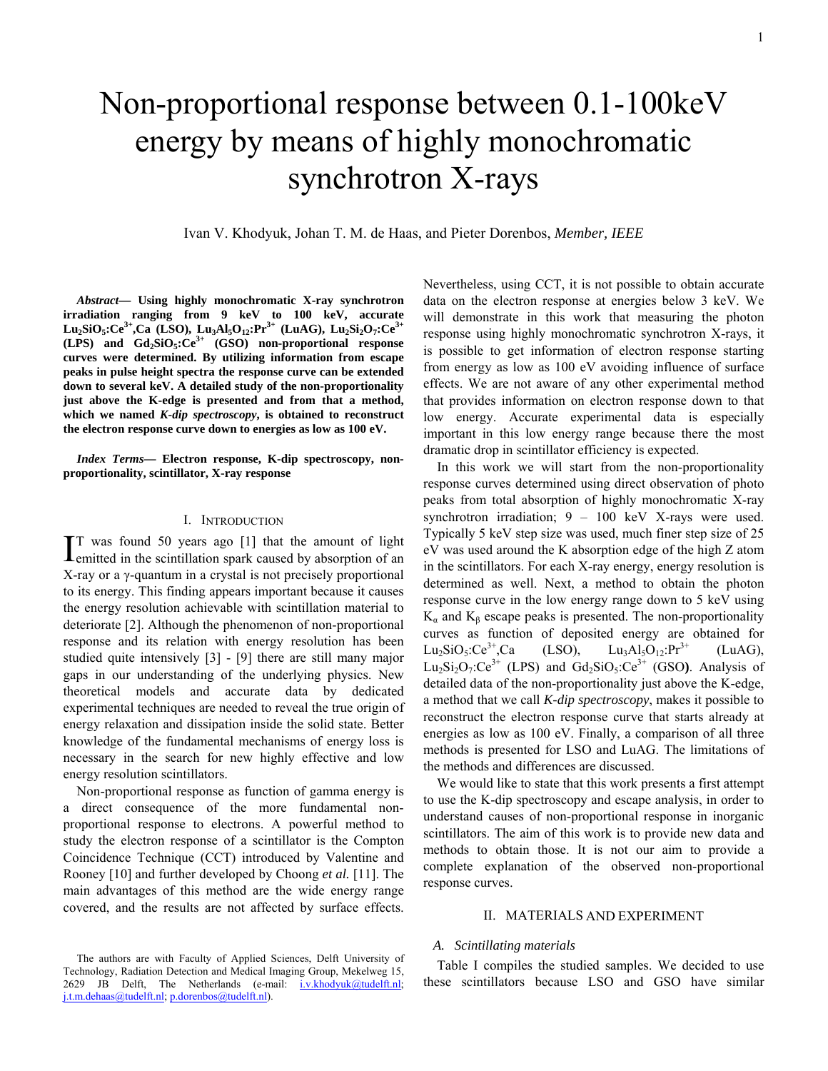# Non-proportional response between 0.1-100keV energy by means of highly monochromatic synchrotron X-rays

Ivan V. Khodyuk, Johan T. M. de Haas, and Pieter Dorenbos, *Member, IEEE*

***Abstract*— Using highly monochromatic X-ray synchrotron irradiation ranging from 9 keV to 100 keV, accurate $Lu_2SiO_5:Ce^{3+}$,Ca (LSO), $Lu_3Al_5O_{12}:Pr^{3+}$ (LuAG), $Lu_2Si_2O_7:Ce^{3+}$ (LPS) and $Gd_2SiO_5:Ce^{3+}$ (GSO) non-proportional response curves were determined. By utilizing information from escape peaks in pulse height spectra the response curve can be extended down to several keV. A detailed study of the non-proportionality just above the K-edge is presented and from that a method, which we named *K-dip spectroscopy*, is obtained to reconstruct the electron response curve down to energies as low as 100 eV.**

***Index Terms*— Electron response, K-dip spectroscopy, non-proportionality, scintillator, X-ray response**

## I. Introduction

It was found 50 years ago [1] that the amount of light emitted in the scintillation spark caused by absorption of an X-ray or a γ-quantum in a crystal is not precisely proportional to its energy. This finding appears important because it causes the energy resolution achievable with scintillation material to deteriorate [2]. Although the phenomenon of non-proportional response and its relation with energy resolution has been studied quite intensively [3] - [9] there are still many major gaps in our understanding of the underlying physics. New theoretical models and accurate data by dedicated experimental techniques are needed to reveal the true origin of energy relaxation and dissipation inside the solid state. Better knowledge of the fundamental mechanisms of energy loss is necessary in the search for new highly effective and low energy resolution scintillators.

Non-proportional response as function of gamma energy is a direct consequence of the more fundamental non-proportional response to electrons. A powerful method to study the electron response of a scintillator is the Compton Coincidence Technique (CCT) introduced by Valentine and Rooney [10] and further developed by Choong *et al.* [11]. The main advantages of this method are the wide energy range covered, and the results are not affected by surface effects. Nevertheless, using CCT, it is not possible to obtain accurate data on the electron response at energies below 3 keV. We will demonstrate in this work that measuring the photon response using highly monochromatic synchrotron X-rays, it is possible to get information of electron response starting from energy as low as 100 eV avoiding influence of surface effects. We are not aware of any other experimental method that provides information on electron response down to that low energy. Accurate experimental data is especially important in this low energy range because there the most dramatic drop in scintillator efficiency is expected.

In this work we will start from the non-proportionality response curves determined using direct observation of photo peaks from total absorption of highly monochromatic X-ray synchrotron irradiation; 9 – 100 keV X-rays were used. Typically 5 keV step size was used, much finer step size of 25 eV was used around the K absorption edge of the high Z atom in the scintillators. For each X-ray energy, energy resolution is determined as well. Next, a method to obtain the photon response curve in the low energy range down to 5 keV using $K_\alpha$ and $K_\beta$ escape peaks is presented. The non-proportionality curves as function of deposited energy are obtained for $Lu_2SiO_5:Ce^{3+}$,Ca (LSO), $Lu_3Al_5O_{12}:Pr^{3+}$ (LuAG), $Lu_2Si_2O_7:Ce^{3+}$ (LPS) and $Gd_2SiO_5:Ce^{3+}$ (GSO). Analysis of detailed data of the non-proportionality just above the K-edge, a method that we call *K-dip spectroscopy*, makes it possible to reconstruct the electron response curve that starts already at energies as low as 100 eV. Finally, a comparison of all three methods is presented for LSO and LuAG. The limitations of the methods and differences are discussed.

We would like to state that this work presents a first attempt to use the K-dip spectroscopy and escape analysis, in order to understand causes of non-proportional response in inorganic scintillators. The aim of this work is to provide new data and methods to obtain those. It is not our aim to provide a complete explanation of the observed non-proportional response curves.

## II. Materials and Experiment

### A. Scintillating materials

Table I compiles the studied samples. We decided to use these scintillators because LSO and GSO have similar

The authors are with Faculty of Applied Sciences, Delft University of Technology, Radiation Detection and Medical Imaging Group, Mekelweg 15, 2629 JB Delft, The Netherlands (e-mail: i.v.khodyuk@tudelft.nl; j.t.m.dehaas@tudelft.nl; p.dorenbos@tudelft.nl).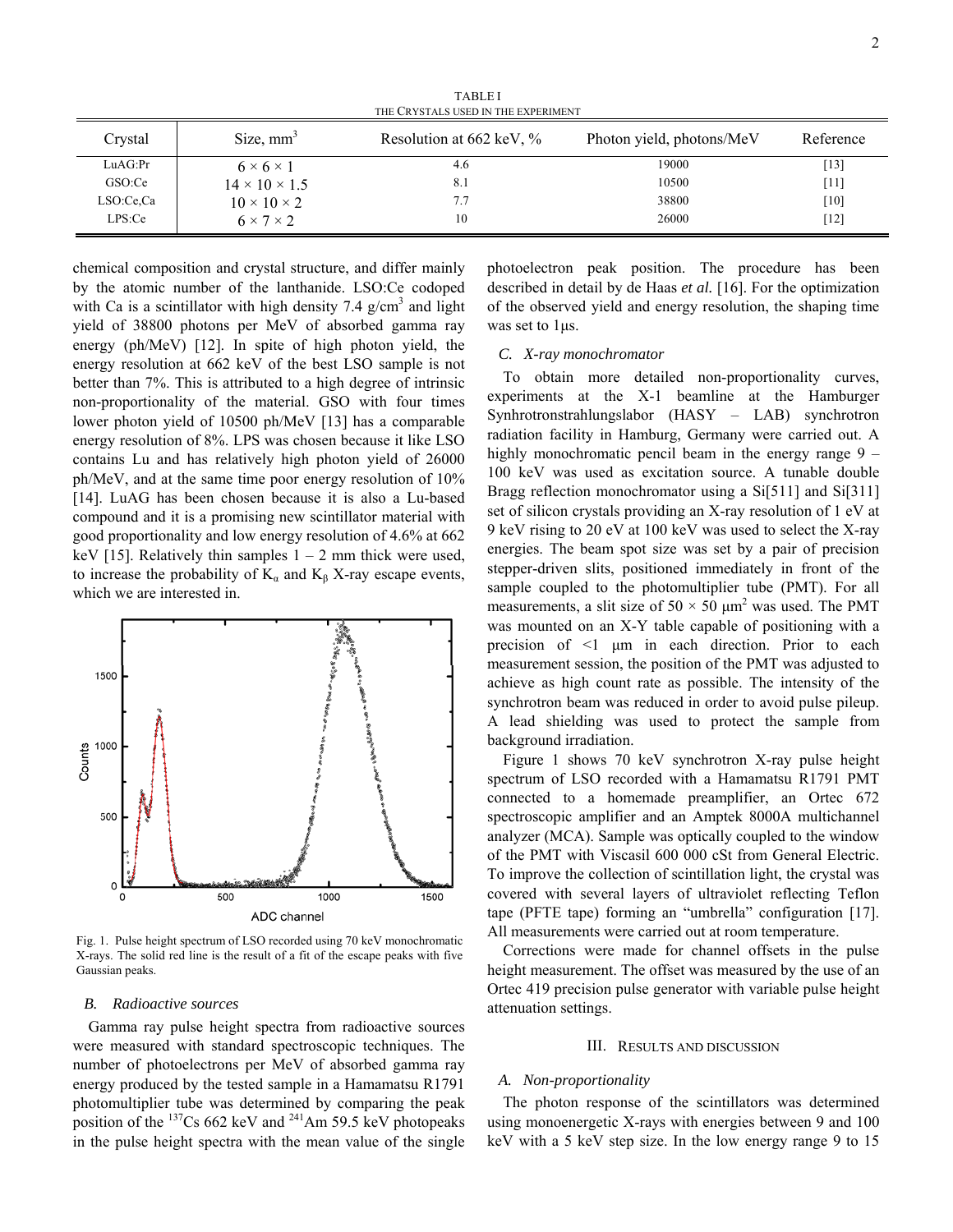TABLE I
THE CRYSTALS USED IN THE EXPERIMENT

| Crystal | Size, mm$^3$ | Resolution at 662 keV, % | Photon yield, photons/MeV | Reference |
|---|---|---|---|---|
| LuAG:Pr | $6 \times 6 \times 1$ | 4.6 | 19000 | [13] |
| GSO:Ce | $14 \times 10 \times 1.5$ | 8.1 | 10500 | [11] |
| LSO:Ce,Ca | $10 \times 10 \times 2$ | 7.7 | 38800 | [10] |
| LPS:Ce | $6 \times 7 \times 2$ | 10 | 26000 | [12] |

chemical composition and crystal structure, and differ mainly by the atomic number of the lanthanide. LSO:Ce codoped with Ca is a scintillator with high density 7.4 g/cm$^3$ and light yield of 38800 photons per MeV of absorbed gamma ray energy (ph/MeV) [12]. In spite of high photon yield, the energy resolution at 662 keV of the best LSO sample is not better than 7%. This is attributed to a high degree of intrinsic non-proportionality of the material. GSO with four times lower photon yield of 10500 ph/MeV [13] has a comparable energy resolution of 8%. LPS was chosen because it like LSO contains Lu and has relatively high photon yield of 26000 ph/MeV, and at the same time poor energy resolution of 10% [14]. LuAG has been chosen because it is also a Lu-based compound and it is a promising new scintillator material with good proportionality and low energy resolution of 4.6% at 662 keV [15]. Relatively thin samples 1 – 2 mm thick were used, to increase the probability of $K_\alpha$ and $K_\beta$ X-ray escape events, which we are interested in.

Fig. 1. Pulse height spectrum of LSO recorded using 70 keV monochromatic X-rays. The solid red line is the result of a fit of the escape peaks with five Gaussian peaks.

### *B. Radioactive sources*

Gamma ray pulse height spectra from radioactive sources were measured with standard spectroscopic techniques. The number of photoelectrons per MeV of absorbed gamma ray energy produced by the tested sample in a Hamamatsu R1791 photomultiplier tube was determined by comparing the peak position of the $^{137}$Cs 662 keV and $^{241}$Am 59.5 keV photopeaks in the pulse height spectra with the mean value of the single photoelectron peak position. The procedure has been described in detail by de Haas *et al.* [16]. For the optimization of the observed yield and energy resolution, the shaping time was set to 1μs.

### *C. X-ray monochromator*

To obtain more detailed non-proportionality curves, experiments at the X-1 beamline at the Hamburger Synhrotronstrahlungslabor (HASY – LAB) synchrotron radiation facility in Hamburg, Germany were carried out. A highly monochromatic pencil beam in the energy range 9 – 100 keV was used as excitation source. A tunable double Bragg reflection monochromator using a Si[511] and Si[311] set of silicon crystals providing an X-ray resolution of 1 eV at 9 keV rising to 20 eV at 100 keV was used to select the X-ray energies. The beam spot size was set by a pair of precision stepper-driven slits, positioned immediately in front of the sample coupled to the photomultiplier tube (PMT). For all measurements, a slit size of 50 × 50 μm$^2$ was used. The PMT was mounted on an X-Y table capable of positioning with a precision of <1 μm in each direction. Prior to each measurement session, the position of the PMT was adjusted to achieve as high count rate as possible. The intensity of the synchrotron beam was reduced in order to avoid pulse pileup. A lead shielding was used to protect the sample from background irradiation.

Figure 1 shows 70 keV synchrotron X-ray pulse height spectrum of LSO recorded with a Hamamatsu R1791 PMT connected to a homemade preamplifier, an Ortec 672 spectroscopic amplifier and an Amptek 8000A multichannel analyzer (MCA). Sample was optically coupled to the window of the PMT with Viscasil 600 000 cSt from General Electric. To improve the collection of scintillation light, the crystal was covered with several layers of ultraviolet reflecting Teflon tape (PFTE tape) forming an "umbrella" configuration [17]. All measurements were carried out at room temperature.

Corrections were made for channel offsets in the pulse height measurement. The offset was measured by the use of an Ortec 419 precision pulse generator with variable pulse height attenuation settings.

## III. RESULTS AND DISCUSSION

### *A. Non-proportionality*

The photon response of the scintillators was determined using monoenergetic X-rays with energies between 9 and 100 keV with a 5 keV step size. In the low energy range 9 to 15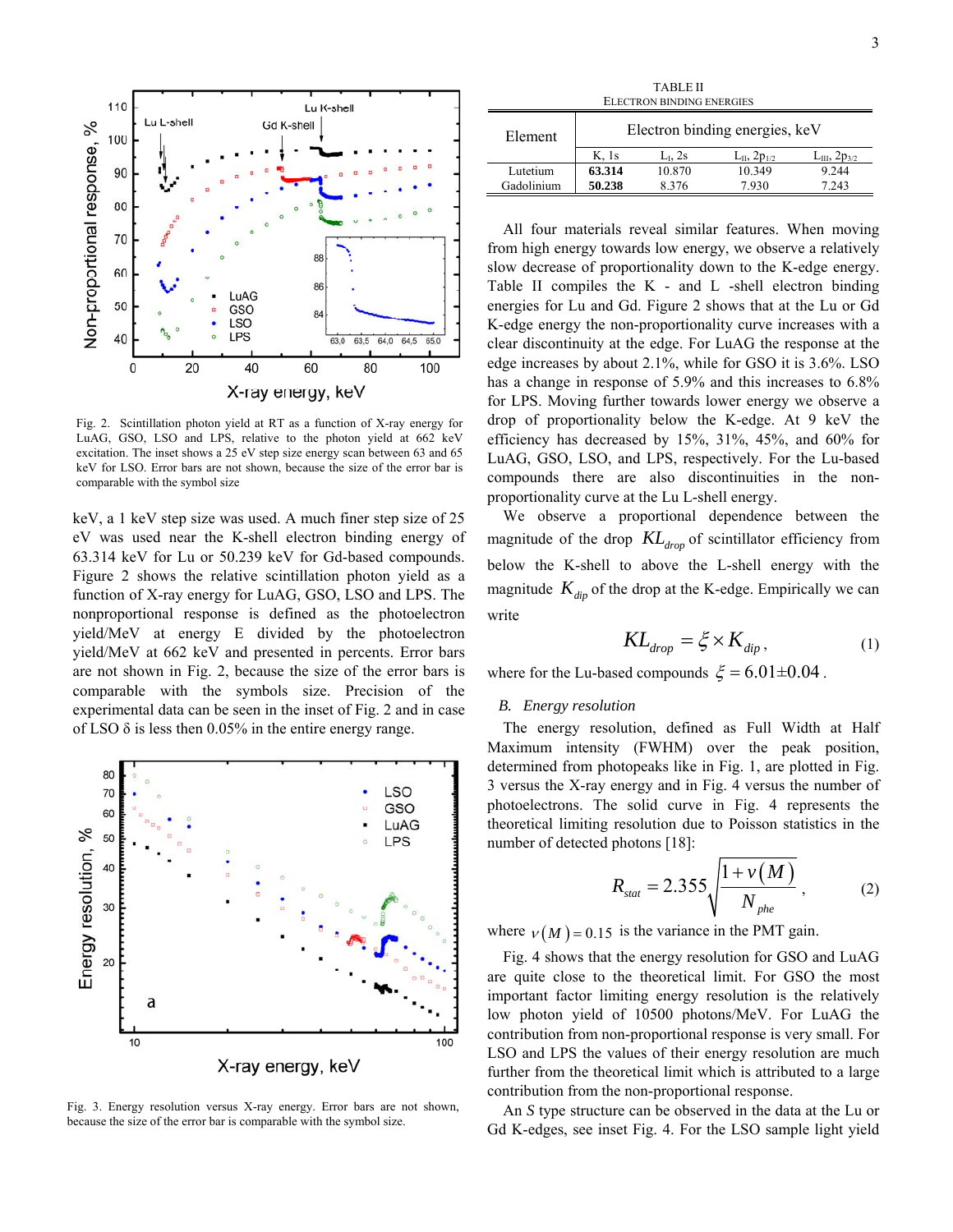Fig. 2. Scintillation photon yield at RT as a function of X-ray energy for LuAG, GSO, LSO and LPS, relative to the photon yield at 662 keV excitation. The inset shows a 25 eV step size energy scan between 63 and 65 keV for LSO. Error bars are not shown, because the size of the error bar is comparable with the symbol size

keV, a 1 keV step size was used. A much finer step size of 25 eV was used near the K-shell electron binding energy of 63.314 keV for Lu or 50.239 keV for Gd-based compounds. Figure 2 shows the relative scintillation photon yield as a function of X-ray energy for LuAG, GSO, LSO and LPS. The nonproportional response is defined as the photoelectron yield/MeV at energy E divided by the photoelectron yield/MeV at 662 keV and presented in percents. Error bars are not shown in Fig. 2, because the size of the error bars is comparable with the symbols size. Precision of the experimental data can be seen in the inset of Fig. 2 and in case of LSO δ is less then 0.05% in the entire energy range.

Fig. 3. Energy resolution versus X-ray energy. Error bars are not shown, because the size of the error bar is comparable with the symbol size.

TABLE II
ELECTRON BINDING ENERGIES

| Element | Electron binding energies, keV | | | |
|---|---|---|---|---|
| | K, 1s | $L_I$, 2s | $L_{II}$, $2p_{1/2}$ | $L_{III}$, $2p_{3/2}$ |
| Lutetium | **63.314** | 10.870 | 10.349 | 9.244 |
| Gadolinium | **50.238** | 8.376 | 7.930 | 7.243 |

All four materials reveal similar features. When moving from high energy towards low energy, we observe a relatively slow decrease of proportionality down to the K-edge energy. Table II compiles the K - and L -shell electron binding energies for Lu and Gd. Figure 2 shows that at the Lu or Gd K-edge energy the non-proportionality curve increases with a clear discontinuity at the edge. For LuAG the response at the edge increases by about 2.1%, while for GSO it is 3.6%. LSO has a change in response of 5.9% and this increases to 6.8% for LPS. Moving further towards lower energy we observe a drop of proportionality below the K-edge. At 9 keV the efficiency has decreased by 15%, 31%, 45%, and 60% for LuAG, GSO, LSO, and LPS, respectively. For the Lu-based compounds there are also discontinuities in the non-proportionality curve at the Lu L-shell energy.

We observe a proportional dependence between the magnitude of the drop $KL_{drop}$ of scintillator efficiency from below the K-shell to above the L-shell energy with the magnitude $K_{dip}$ of the drop at the K-edge. Empirically we can write

$$KL_{drop} = \xi \times K_{dip}\,, \tag{1}$$

where for the Lu-based compounds $\xi = 6.01 \pm 0.04$.

## B. Energy resolution

The energy resolution, defined as Full Width at Half Maximum intensity (FWHM) over the peak position, determined from photopeaks like in Fig. 1, are plotted in Fig. 3 versus the X-ray energy and in Fig. 4 versus the number of photoelectrons. The solid curve in Fig. 4 represents the theoretical limiting resolution due to Poisson statistics in the number of detected photons [18]:

$$R_{stat} = 2.355\sqrt{\frac{1+v(M)}{N_{phe}}}\,, \tag{2}$$

where $v(M) = 0.15$ is the variance in the PMT gain.

Fig. 4 shows that the energy resolution for GSO and LuAG are quite close to the theoretical limit. For GSO the most important factor limiting energy resolution is the relatively low photon yield of 10500 photons/MeV. For LuAG the contribution from non-proportional response is very small. For LSO and LPS the values of their energy resolution are much further from the theoretical limit which is attributed to a large contribution from the non-proportional response.

An *S* type structure can be observed in the data at the Lu or Gd K-edges, see inset Fig. 4. For the LSO sample light yield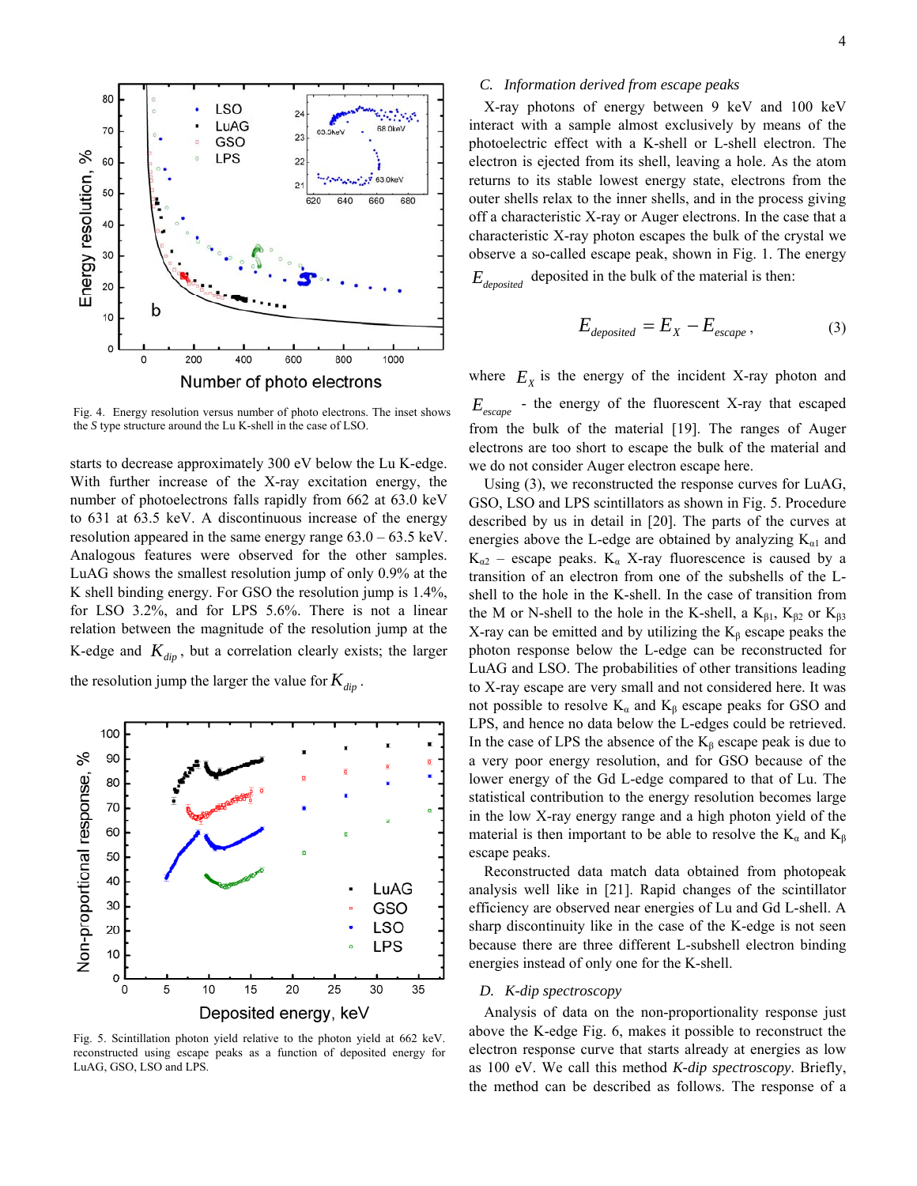Fig. 4. Energy resolution versus number of photo electrons. The inset shows the *S* type structure around the Lu K-shell in the case of LSO.

starts to decrease approximately 300 eV below the Lu K-edge. With further increase of the X-ray excitation energy, the number of photoelectrons falls rapidly from 662 at 63.0 keV to 631 at 63.5 keV. A discontinuous increase of the energy resolution appeared in the same energy range 63.0 – 63.5 keV. Analogous features were observed for the other samples. LuAG shows the smallest resolution jump of only 0.9% at the K shell binding energy. For GSO the resolution jump is 1.4%, for LSO 3.2%, and for LPS 5.6%. There is not a linear relation between the magnitude of the resolution jump at the K-edge and $K_{dip}$, but a correlation clearly exists; the larger the resolution jump the larger the value for $K_{dip}$.

Fig. 5. Scintillation photon yield relative to the photon yield at 662 keV. reconstructed using escape peaks as a function of deposited energy for LuAG, GSO, LSO and LPS.

### C. Information derived from escape peaks

X-ray photons of energy between 9 keV and 100 keV interact with a sample almost exclusively by means of the photoelectric effect with a K-shell or L-shell electron. The electron is ejected from its shell, leaving a hole. As the atom returns to its stable lowest energy state, electrons from the outer shells relax to the inner shells, and in the process giving off a characteristic X-ray or Auger electrons. In the case that a characteristic X-ray photon escapes the bulk of the crystal we observe a so-called escape peak, shown in Fig. 1. The energy $E_{deposited}$ deposited in the bulk of the material is then:

$$E_{deposited} = E_X - E_{escape}, \tag{3}$$

where $E_X$ is the energy of the incident X-ray photon and $E_{escape}$ - the energy of the fluorescent X-ray that escaped from the bulk of the material [19]. The ranges of Auger electrons are too short to escape the bulk of the material and we do not consider Auger electron escape here.

Using (3), we reconstructed the response curves for LuAG, GSO, LSO and LPS scintillators as shown in Fig. 5. Procedure described by us in detail in [20]. The parts of the curves at energies above the L-edge are obtained by analyzing $K_{\alpha 1}$ and $K_{\alpha 2}$ – escape peaks. $K_\alpha$ X-ray fluorescence is caused by a transition of an electron from one of the subshells of the L-shell to the hole in the K-shell. In the case of transition from the M or N-shell to the hole in the K-shell, a $K_{\beta 1}$, $K_{\beta 2}$ or $K_{\beta 3}$ X-ray can be emitted and by utilizing the $K_\beta$ escape peaks the photon response below the L-edge can be reconstructed for LuAG and LSO. The probabilities of other transitions leading to X-ray escape are very small and not considered here. It was not possible to resolve $K_\alpha$ and $K_\beta$ escape peaks for GSO and LPS, and hence no data below the L-edges could be retrieved. In the case of LPS the absence of the $K_\beta$ escape peak is due to a very poor energy resolution, and for GSO because of the lower energy of the Gd L-edge compared to that of Lu. The statistical contribution to the energy resolution becomes large in the low X-ray energy range and a high photon yield of the material is then important to be able to resolve the $K_\alpha$ and $K_\beta$ escape peaks.

Reconstructed data match data obtained from photopeak analysis well like in [21]. Rapid changes of the scintillator efficiency are observed near energies of Lu and Gd L-shell. A sharp discontinuity like in the case of the K-edge is not seen because there are three different L-subshell electron binding energies instead of only one for the K-shell.

### D. K-dip spectroscopy

Analysis of data on the non-proportionality response just above the K-edge Fig. 6, makes it possible to reconstruct the electron response curve that starts already at energies as low as 100 eV. We call this method *K-dip spectroscopy*. Briefly, the method can be described as follows. The response of a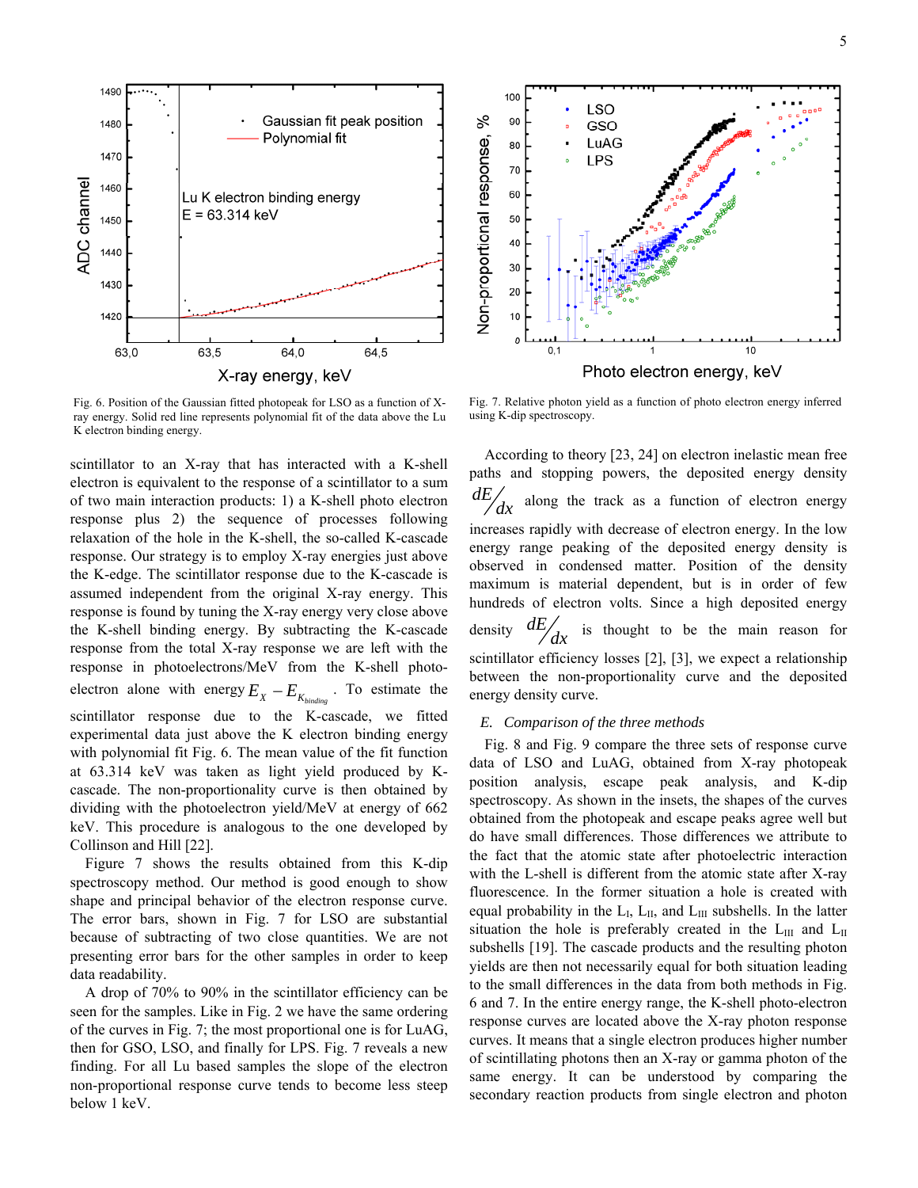Fig. 6. Position of the Gaussian fitted photopeak for LSO as a function of X-ray energy. Solid red line represents polynomial fit of the data above the Lu K electron binding energy.

Fig. 7. Relative photon yield as a function of photo electron energy inferred using K-dip spectroscopy.

scintillator to an X-ray that has interacted with a K-shell electron is equivalent to the response of a scintillator to a sum of two main interaction products: 1) a K-shell photo electron response plus 2) the sequence of processes following relaxation of the hole in the K-shell, the so-called K-cascade response. Our strategy is to employ X-ray energies just above the K-edge. The scintillator response due to the K-cascade is assumed independent from the original X-ray energy. This response is found by tuning the X-ray energy very close above the K-shell binding energy. By subtracting the K-cascade response from the total X-ray response we are left with the response in photoelectrons/MeV from the K-shell photo-electron alone with energy $E_X - E_{K_{binding}}$. To estimate the scintillator response due to the K-cascade, we fitted experimental data just above the K electron binding energy with polynomial fit Fig. 6. The mean value of the fit function at 63.314 keV was taken as light yield produced by K-cascade. The non-proportionality curve is then obtained by dividing with the photoelectron yield/MeV at energy of 662 keV. This procedure is analogous to the one developed by Collinson and Hill [22].

Figure 7 shows the results obtained from this K-dip spectroscopy method. Our method is good enough to show shape and principal behavior of the electron response curve. The error bars, shown in Fig. 7 for LSO are substantial because of subtracting of two close quantities. We are not presenting error bars for the other samples in order to keep data readability.

A drop of 70% to 90% in the scintillator efficiency can be seen for the samples. Like in Fig. 2 we have the same ordering of the curves in Fig. 7; the most proportional one is for LuAG, then for GSO, LSO, and finally for LPS. Fig. 7 reveals a new finding. For all Lu based samples the slope of the electron non-proportional response curve tends to become less steep below 1 keV.

According to theory [23, 24] on electron inelastic mean free paths and stopping powers, the deposited energy density $dE/dx$ along the track as a function of electron energy increases rapidly with decrease of electron energy. In the low energy range peaking of the deposited energy density is observed in condensed matter. Position of the density maximum is material dependent, but is in order of few hundreds of electron volts. Since a high deposited energy density $dE/dx$ is thought to be the main reason for scintillator efficiency losses [2], [3], we expect a relationship between the non-proportionality curve and the deposited energy density curve.

### *E. Comparison of the three methods*

Fig. 8 and Fig. 9 compare the three sets of response curve data of LSO and LuAG, obtained from X-ray photopeak position analysis, escape peak analysis, and K-dip spectroscopy. As shown in the insets, the shapes of the curves obtained from the photopeak and escape peaks agree well but do have small differences. Those differences we attribute to the fact that the atomic state after photoelectric interaction with the L-shell is different from the atomic state after X-ray fluorescence. In the former situation a hole is created with equal probability in the $L_I$, $L_{II}$, and $L_{III}$ subshells. In the latter situation the hole is preferably created in the $L_{III}$ and $L_{II}$ subshells [19]. The cascade products and the resulting photon yields are then not necessarily equal for both situation leading to the small differences in the data from both methods in Fig. 6 and 7. In the entire energy range, the K-shell photo-electron response curves are located above the X-ray photon response curves. It means that a single electron produces higher number of scintillating photons then an X-ray or gamma photon of the same energy. It can be understood by comparing the secondary reaction products from single electron and photon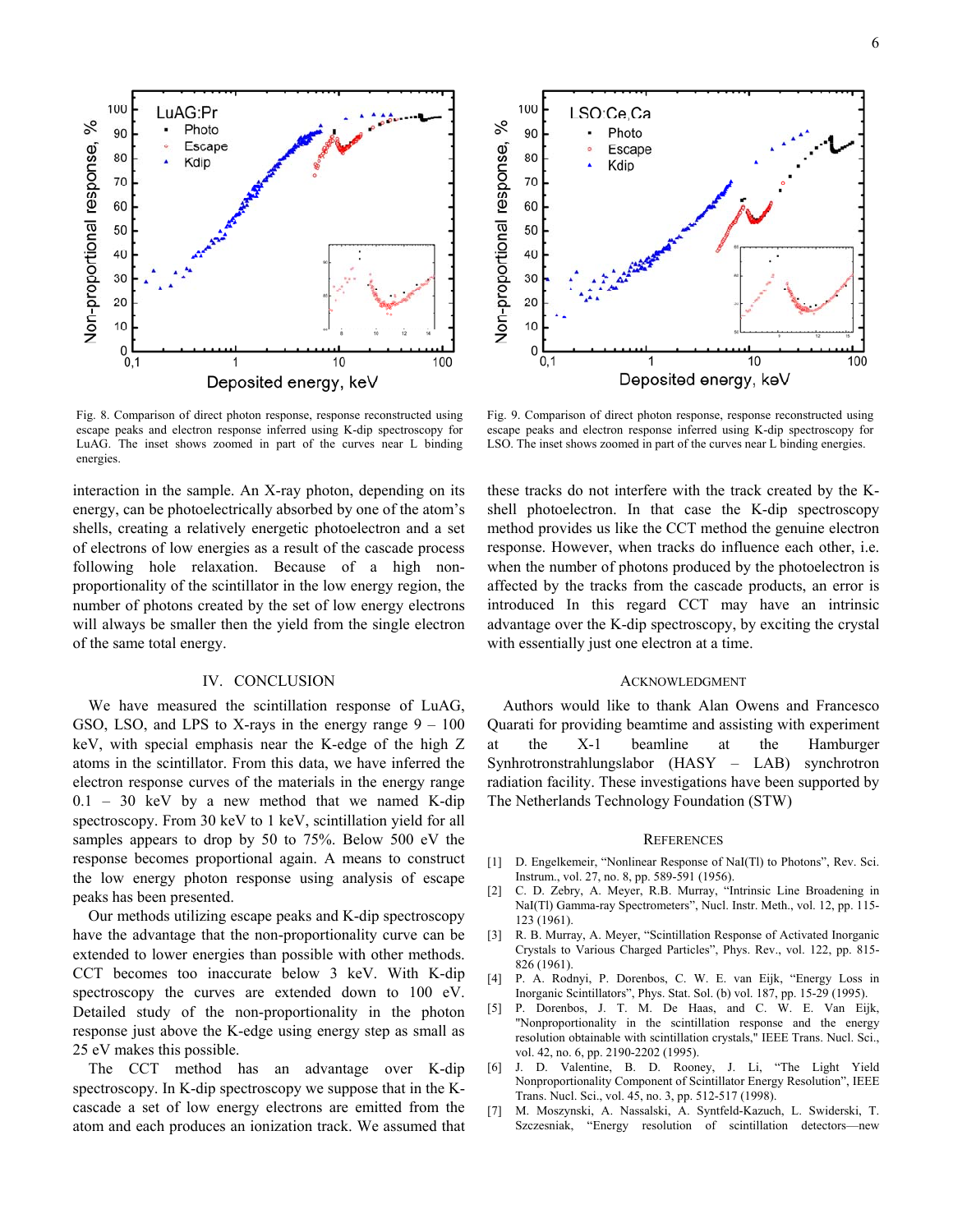Fig. 8. Comparison of direct photon response, response reconstructed using escape peaks and electron response inferred using K-dip spectroscopy for LuAG. The inset shows zoomed in part of the curves near L binding energies.

Fig. 9. Comparison of direct photon response, response reconstructed using escape peaks and electron response inferred using K-dip spectroscopy for LSO. The inset shows zoomed in part of the curves near L binding energies.

interaction in the sample. An X-ray photon, depending on its energy, can be photoelectrically absorbed by one of the atom's shells, creating a relatively energetic photoelectron and a set of electrons of low energies as a result of the cascade process following hole relaxation. Because of a high non-proportionality of the scintillator in the low energy region, the number of photons created by the set of low energy electrons will always be smaller then the yield from the single electron of the same total energy.

## IV. Conclusion

We have measured the scintillation response of LuAG, GSO, LSO, and LPS to X-rays in the energy range 9 – 100 keV, with special emphasis near the K-edge of the high Z atoms in the scintillator. From this data, we have inferred the electron response curves of the materials in the energy range 0.1 – 30 keV by a new method that we named K-dip spectroscopy. From 30 keV to 1 keV, scintillation yield for all samples appears to drop by 50 to 75%. Below 500 eV the response becomes proportional again. A means to construct the low energy photon response using analysis of escape peaks has been presented.

Our methods utilizing escape peaks and K-dip spectroscopy have the advantage that the non-proportionality curve can be extended to lower energies than possible with other methods. CCT becomes too inaccurate below 3 keV. With K-dip spectroscopy the curves are extended down to 100 eV. Detailed study of the non-proportionality in the photon response just above the K-edge using energy step as small as 25 eV makes this possible.

The CCT method has an advantage over K-dip spectroscopy. In K-dip spectroscopy we suppose that in the K-cascade a set of low energy electrons are emitted from the atom and each produces an ionization track. We assumed that these tracks do not interfere with the track created by the K-shell photoelectron. In that case the K-dip spectroscopy method provides us like the CCT method the genuine electron response. However, when tracks do influence each other, i.e. when the number of photons produced by the photoelectron is affected by the tracks from the cascade products, an error is introduced In this regard CCT may have an intrinsic advantage over the K-dip spectroscopy, by exciting the crystal with essentially just one electron at a time.

## Acknowledgment

Authors would like to thank Alan Owens and Francesco Quarati for providing beamtime and assisting with experiment at the X-1 beamline at the Hamburger Synhrotronstrahlungslabor (HASY – LAB) synchrotron radiation facility. These investigations have been supported by The Netherlands Technology Foundation (STW)

## References

[1] D. Engelkemeir, "Nonlinear Response of NaI(Tl) to Photons", Rev. Sci. Instrum., vol. 27, no. 8, pp. 589-591 (1956).

[2] C. D. Zebry, A. Meyer, R.B. Murray, "Intrinsic Line Broadening in NaI(Tl) Gamma-ray Spectrometers", Nucl. Instr. Meth., vol. 12, pp. 115-123 (1961).

[3] R. B. Murray, A. Meyer, "Scintillation Response of Activated Inorganic Crystals to Various Charged Particles", Phys. Rev., vol. 122, pp. 815-826 (1961).

[4] P. A. Rodnyi, P. Dorenbos, C. W. E. van Eijk, "Energy Loss in Inorganic Scintillators", Phys. Stat. Sol. (b) vol. 187, pp. 15-29 (1995).

[5] P. Dorenbos, J. T. M. De Haas, and C. W. E. Van Eijk, "Nonproportionality in the scintillation response and the energy resolution obtainable with scintillation crystals," IEEE Trans. Nucl. Sci., vol. 42, no. 6, pp. 2190-2202 (1995).

[6] J. D. Valentine, B. D. Rooney, J. Li, "The Light Yield Nonproportionality Component of Scintillator Energy Resolution", IEEE Trans. Nucl. Sci., vol. 45, no. 3, pp. 512-517 (1998).

[7] M. Moszynski, A. Nassalski, A. Syntfeld-Kazuch, L. Swiderski, T. Szczesniak, "Energy resolution of scintillation detectors—new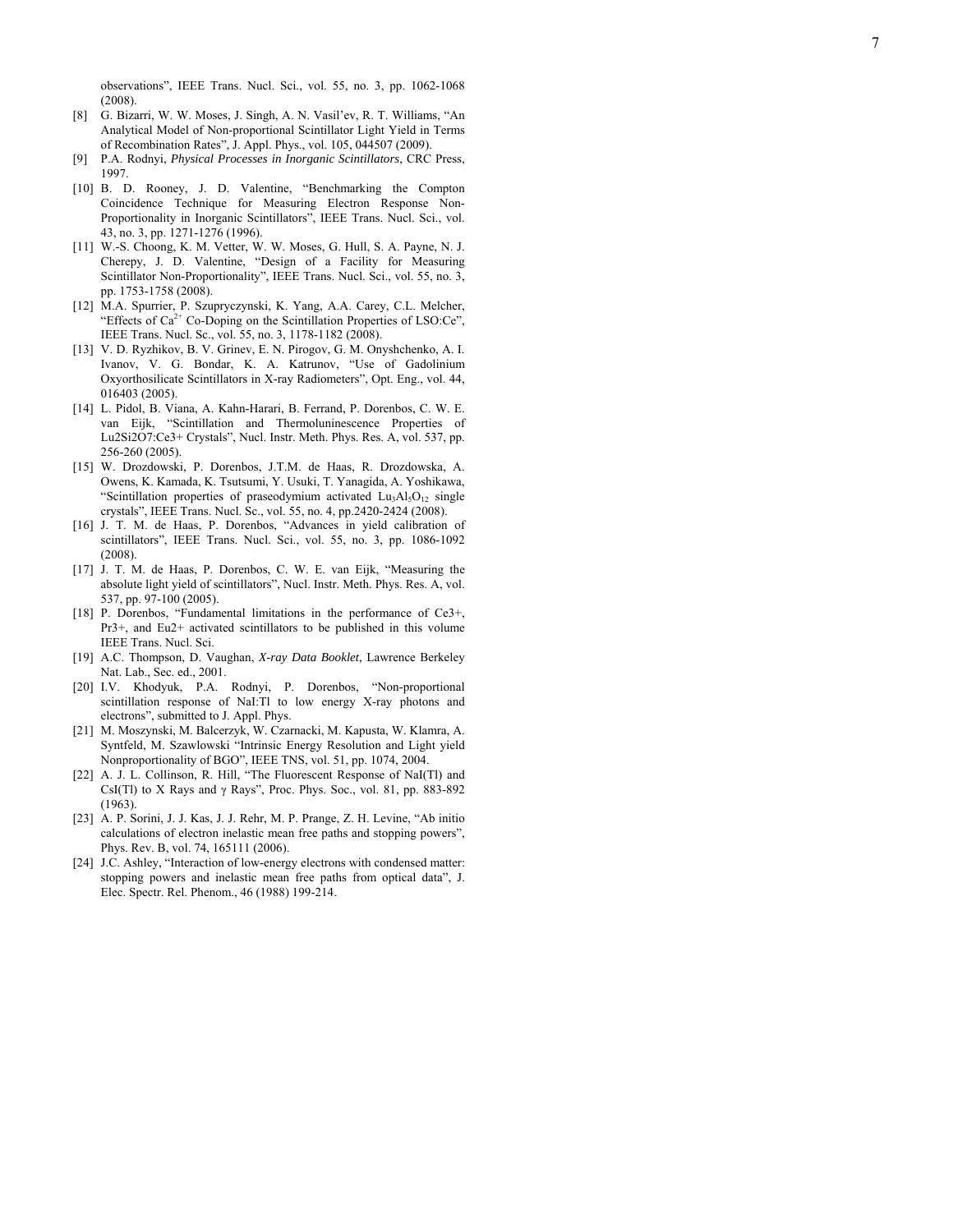observations", IEEE Trans. Nucl. Sci., vol. 55, no. 3, pp. 1062-1068 (2008).

[8] G. Bizarri, W. W. Moses, J. Singh, A. N. Vasil'ev, R. T. Williams, "An Analytical Model of Non-proportional Scintillator Light Yield in Terms of Recombination Rates", J. Appl. Phys., vol. 105, 044507 (2009).

[9] P.A. Rodnyi, *Physical Processes in Inorganic Scintillators*, CRC Press, 1997.

[10] B. D. Rooney, J. D. Valentine, "Benchmarking the Compton Coincidence Technique for Measuring Electron Response Non-Proportionality in Inorganic Scintillators", IEEE Trans. Nucl. Sci., vol. 43, no. 3, pp. 1271-1276 (1996).

[11] W.-S. Choong, K. M. Vetter, W. W. Moses, G. Hull, S. A. Payne, N. J. Cherepy, J. D. Valentine, "Design of a Facility for Measuring Scintillator Non-Proportionality", IEEE Trans. Nucl. Sci., vol. 55, no. 3, pp. 1753-1758 (2008).

[12] M.A. Spurrier, P. Szupryczynski, K. Yang, A.A. Carey, C.L. Melcher, "Effects of $Ca^{2+}$ Co-Doping on the Scintillation Properties of LSO:Ce", IEEE Trans. Nucl. Sc., vol. 55, no. 3, 1178-1182 (2008).

[13] V. D. Ryzhikov, B. V. Grinev, E. N. Pirogov, G. M. Onyshchenko, A. I. Ivanov, V. G. Bondar, K. A. Katrunov, "Use of Gadolinium Oxyorthosilicate Scintillators in X-ray Radiometers", Opt. Eng., vol. 44, 016403 (2005).

[14] L. Pidol, B. Viana, A. Kahn-Harari, B. Ferrand, P. Dorenbos, C. W. E. van Eijk, "Scintillation and Thermoluninescence Properties of Lu2Si2O7:Ce3+ Crystals", Nucl. Instr. Meth. Phys. Res. A, vol. 537, pp. 256-260 (2005).

[15] W. Drozdowski, P. Dorenbos, J.T.M. de Haas, R. Drozdowska, A. Owens, K. Kamada, K. Tsutsumi, Y. Usuki, T. Yanagida, A. Yoshikawa, "Scintillation properties of praseodymium activated $Lu_3Al_5O_{12}$ single crystals", IEEE Trans. Nucl. Sc., vol. 55, no. 4, pp.2420-2424 (2008).

[16] J. T. M. de Haas, P. Dorenbos, "Advances in yield calibration of scintillators", IEEE Trans. Nucl. Sci., vol. 55, no. 3, pp. 1086-1092 (2008).

[17] J. T. M. de Haas, P. Dorenbos, C. W. E. van Eijk, "Measuring the absolute light yield of scintillators", Nucl. Instr. Meth. Phys. Res. A, vol. 537, pp. 97-100 (2005).

[18] P. Dorenbos, "Fundamental limitations in the performance of Ce3+, Pr3+, and Eu2+ activated scintillators to be published in this volume IEEE Trans. Nucl. Sci.

[19] A.C. Thompson, D. Vaughan, *X-ray Data Booklet*, Lawrence Berkeley Nat. Lab., Sec. ed., 2001.

[20] I.V. Khodyuk, P.A. Rodnyi, P. Dorenbos, "Non-proportional scintillation response of NaI:Tl to low energy X-ray photons and electrons", submitted to J. Appl. Phys.

[21] M. Moszynski, M. Balcerzyk, W. Czarnacki, M. Kapusta, W. Klamra, A. Syntfeld, M. Szawlowski "Intrinsic Energy Resolution and Light yield Nonproportionality of BGO", IEEE TNS, vol. 51, pp. 1074, 2004.

[22] A. J. L. Collinson, R. Hill, "The Fluorescent Response of NaI(Tl) and CsI(Tl) to X Rays and $\gamma$ Rays", Proc. Phys. Soc., vol. 81, pp. 883-892 (1963).

[23] A. P. Sorini, J. J. Kas, J. J. Rehr, M. P. Prange, Z. H. Levine, "Ab initio calculations of electron inelastic mean free paths and stopping powers", Phys. Rev. B, vol. 74, 165111 (2006).

[24] J.C. Ashley, "Interaction of low-energy electrons with condensed matter: stopping powers and inelastic mean free paths from optical data", J. Elec. Spectr. Rel. Phenom., 46 (1988) 199-214.